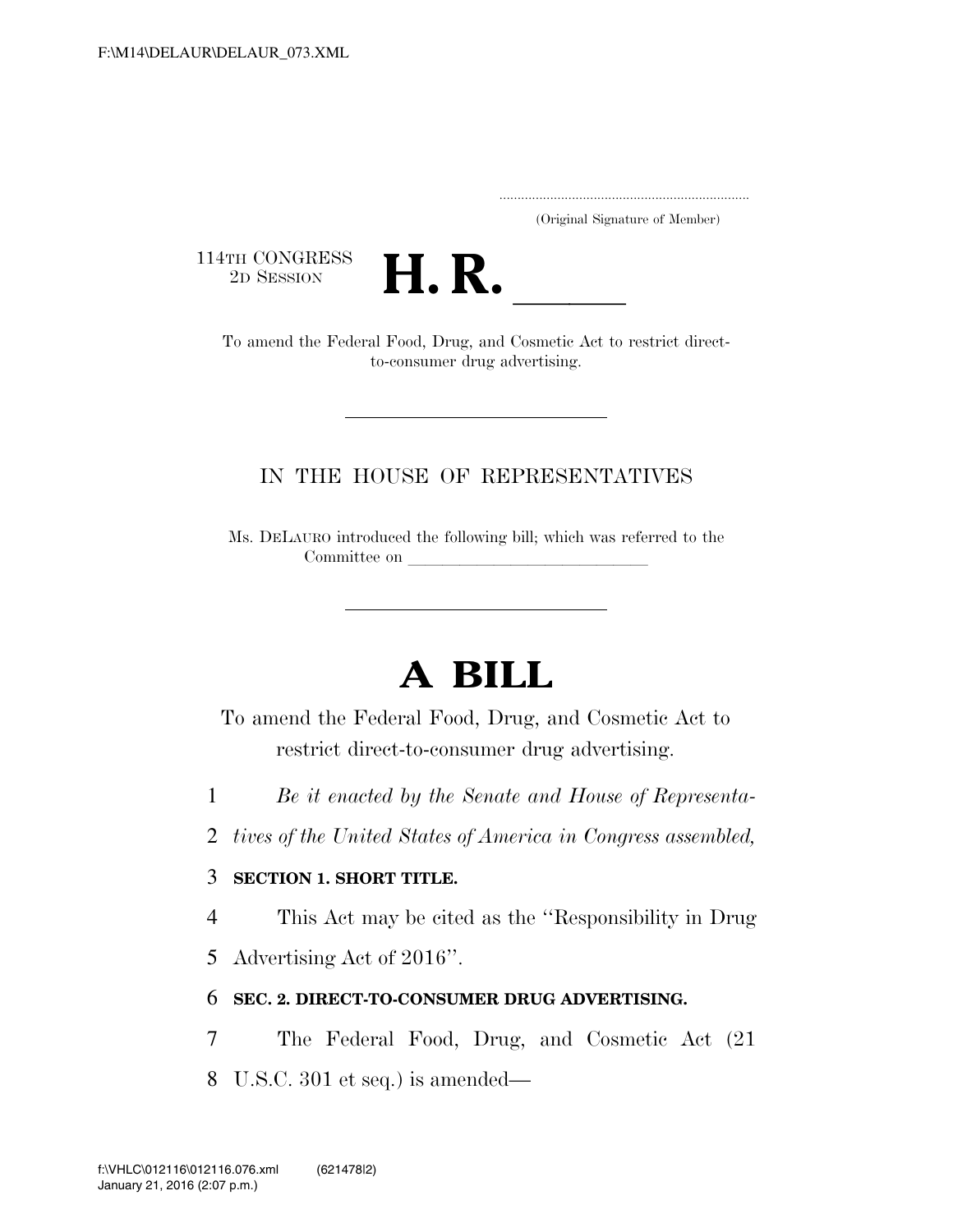(Original Signature of Member)

114TH CONGRESS
2D SESSION

# H. R. \_\_\_\_\_

To amend the Federal Food, Drug, and Cosmetic Act to restrict direct-to-consumer drug advertising.

---

IN THE HOUSE OF REPRESENTATIVES

Ms. DELAURO introduced the following bill; which was referred to the Committee on \_\_\_\_\_\_\_\_\_\_\_\_\_\_\_\_\_\_\_\_\_\_\_\_\_\_\_\_

---

# A BILL

To amend the Federal Food, Drug, and Cosmetic Act to restrict direct-to-consumer drug advertising.

1 *Be it enacted by the Senate and House of Representa-*
2 *tives of the United States of America in Congress assembled,*

3 **SECTION 1. SHORT TITLE.**

4 This Act may be cited as the ''Responsibility in Drug
5 Advertising Act of 2016''.

6 **SEC. 2. DIRECT-TO-CONSUMER DRUG ADVERTISING.**

7 The Federal Food, Drug, and Cosmetic Act (21
8 U.S.C. 301 et seq.) is amended—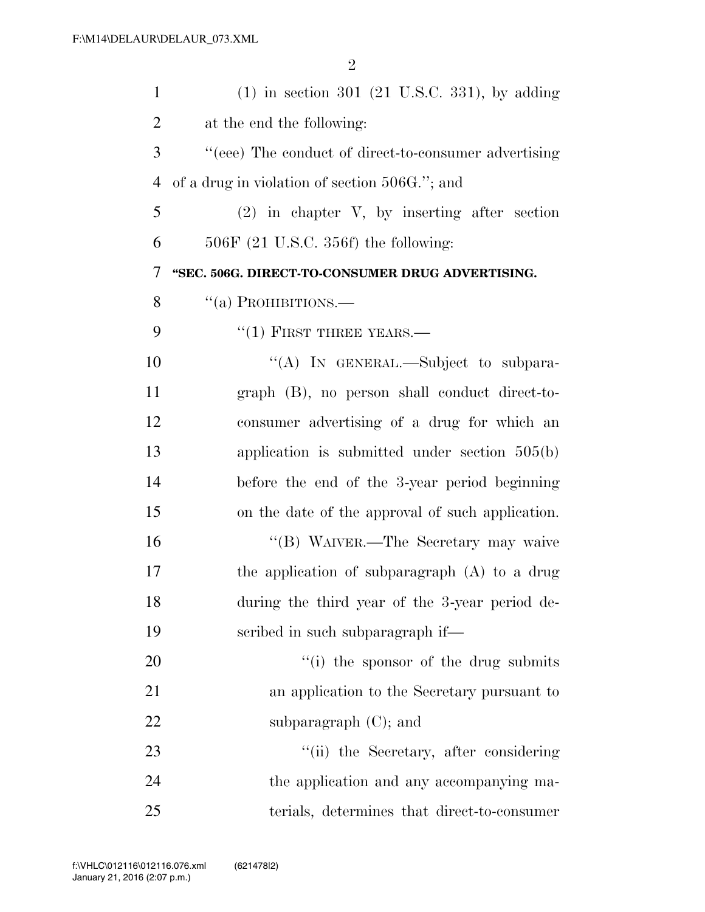(1) in section 301 (21 U.S.C. 331), by adding at the end the following:

''(eee) The conduct of direct-to-consumer advertising of a drug in violation of section 506G.''; and

(2) in chapter V, by inserting after section 506F (21 U.S.C. 356f) the following:

**''SEC. 506G. DIRECT-TO-CONSUMER DRUG ADVERTISING.**

''(a) PROHIBITIONS.—

''(1) FIRST THREE YEARS.—

''(A) IN GENERAL.—Subject to subparagraph (B), no person shall conduct direct-to-consumer advertising of a drug for which an application is submitted under section 505(b) before the end of the 3-year period beginning on the date of the approval of such application.

''(B) WAIVER.—The Secretary may waive the application of subparagraph (A) to a drug during the third year of the 3-year period described in such subparagraph if—

''(i) the sponsor of the drug submits an application to the Secretary pursuant to subparagraph (C); and

''(ii) the Secretary, after considering the application and any accompanying materials, determines that direct-to-consumer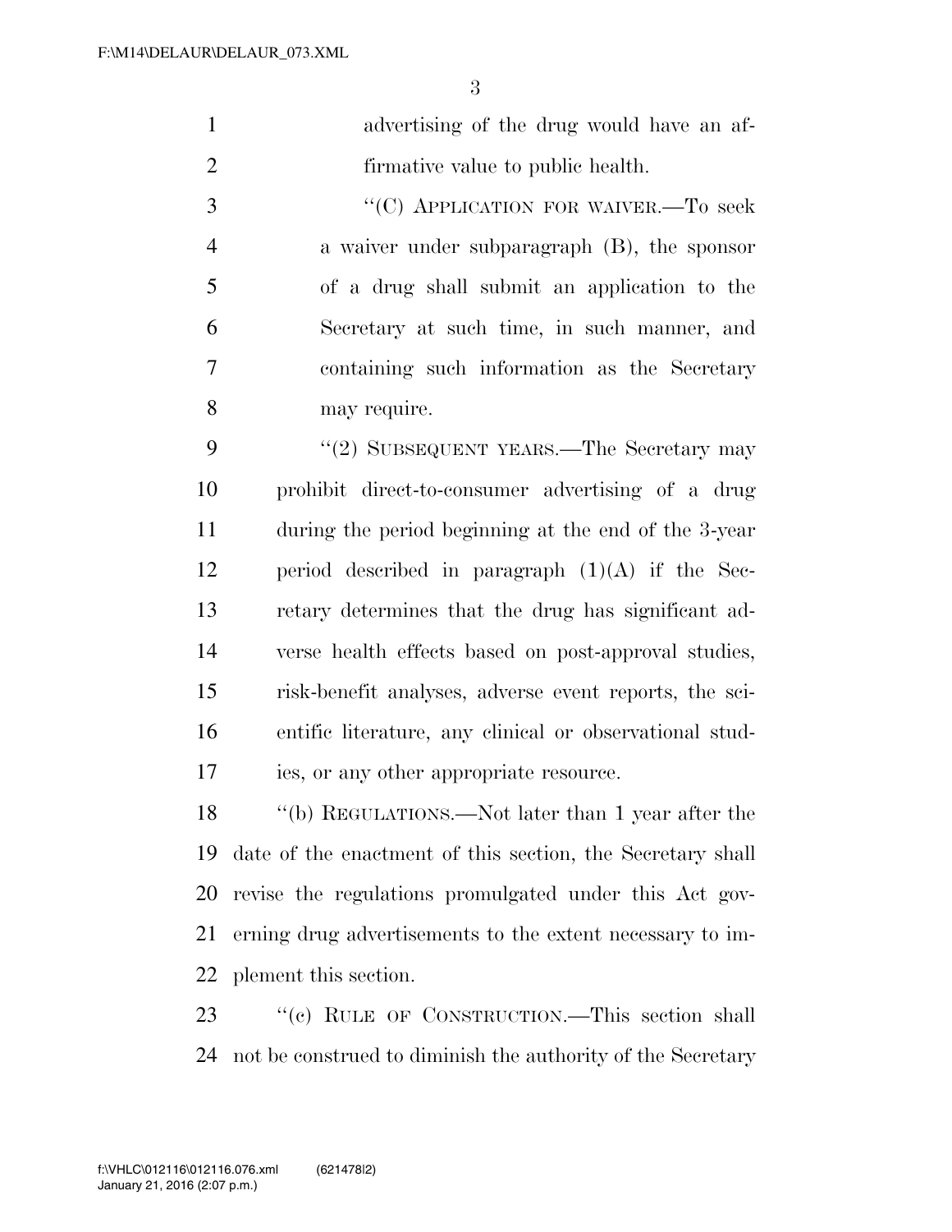advertising of the drug would have an affirmative value to public health.

"(C) APPLICATION FOR WAIVER.—To seek a waiver under subparagraph (B), the sponsor of a drug shall submit an application to the Secretary at such time, in such manner, and containing such information as the Secretary may require.

"(2) SUBSEQUENT YEARS.—The Secretary may prohibit direct-to-consumer advertising of a drug during the period beginning at the end of the 3-year period described in paragraph (1)(A) if the Secretary determines that the drug has significant adverse health effects based on post-approval studies, risk-benefit analyses, adverse event reports, the scientific literature, any clinical or observational studies, or any other appropriate resource.

"(b) REGULATIONS.—Not later than 1 year after the date of the enactment of this section, the Secretary shall revise the regulations promulgated under this Act governing drug advertisements to the extent necessary to implement this section.

"(c) RULE OF CONSTRUCTION.—This section shall not be construed to diminish the authority of the Secretary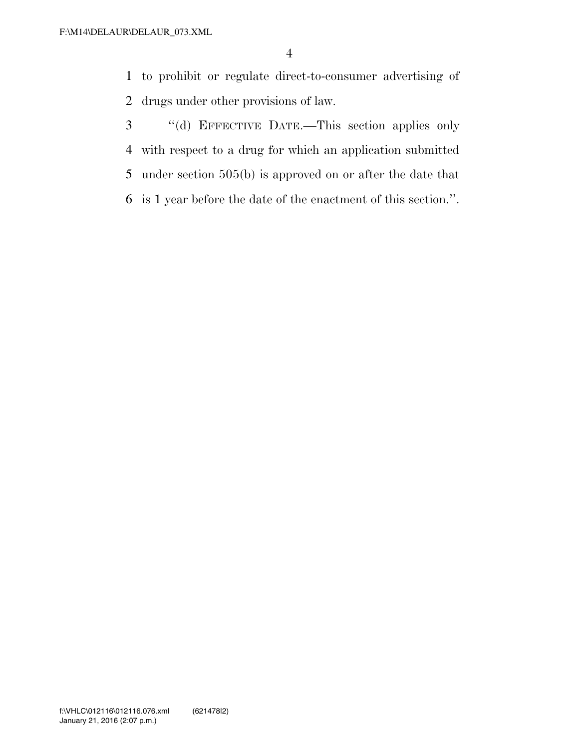to prohibit or regulate direct-to-consumer advertising of drugs under other provisions of law.

''(d) EFFECTIVE DATE.—This section applies only with respect to a drug for which an application submitted under section 505(b) is approved on or after the date that is 1 year before the date of the enactment of this section.''.